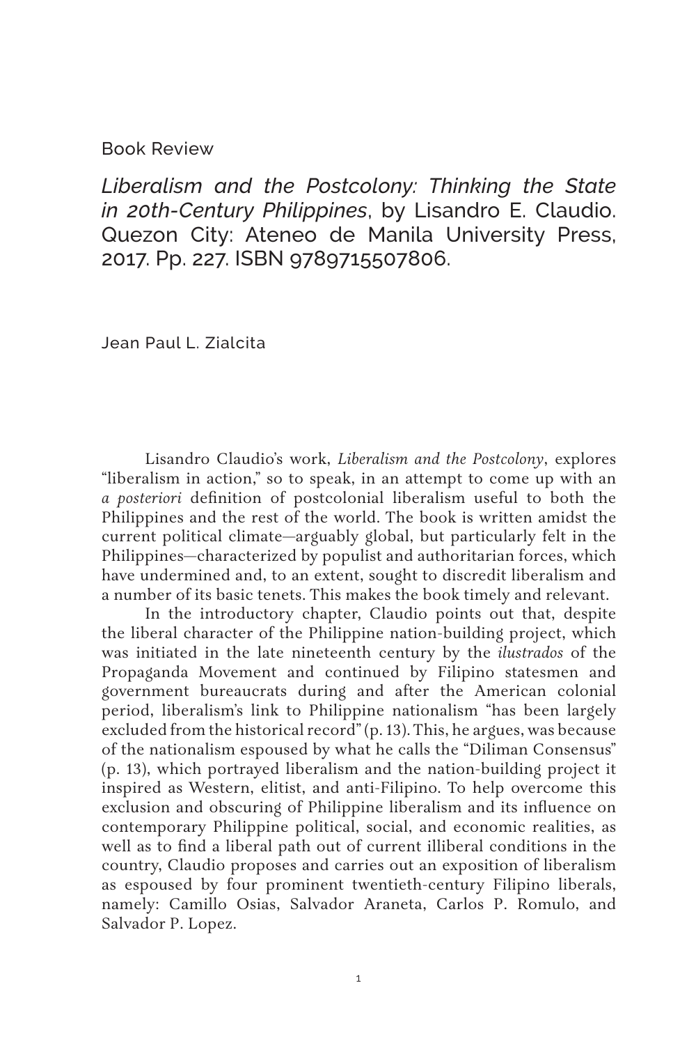Book Review

## *Liberalism and the Postcolony: Thinking the State in 20th-Century Philippines*, by Lisandro E. Claudio. Quezon City: Ateneo de Manila University Press, 2017. Pp. 227. ISBN 9789715507806.

Jean Paul L. Zialcita

Lisandro Claudio's work, *Liberalism and the Postcolony*, explores "liberalism in action," so to speak, in an attempt to come up with an *a posteriori* definition of postcolonial liberalism useful to both the Philippines and the rest of the world. The book is written amidst the current political climate—arguably global, but particularly felt in the Philippines—characterized by populist and authoritarian forces, which have undermined and, to an extent, sought to discredit liberalism and a number of its basic tenets. This makes the book timely and relevant.

In the introductory chapter, Claudio points out that, despite the liberal character of the Philippine nation-building project, which was initiated in the late nineteenth century by the *ilustrados* of the Propaganda Movement and continued by Filipino statesmen and government bureaucrats during and after the American colonial period, liberalism's link to Philippine nationalism "has been largely excluded from the historical record" (p. 13). This, he argues, was because of the nationalism espoused by what he calls the "Diliman Consensus" (p. 13), which portrayed liberalism and the nation-building project it inspired as Western, elitist, and anti-Filipino. To help overcome this exclusion and obscuring of Philippine liberalism and its influence on contemporary Philippine political, social, and economic realities, as well as to find a liberal path out of current illiberal conditions in the country, Claudio proposes and carries out an exposition of liberalism as espoused by four prominent twentieth-century Filipino liberals, namely: Camillo Osias, Salvador Araneta, Carlos P. Romulo, and Salvador P. Lopez.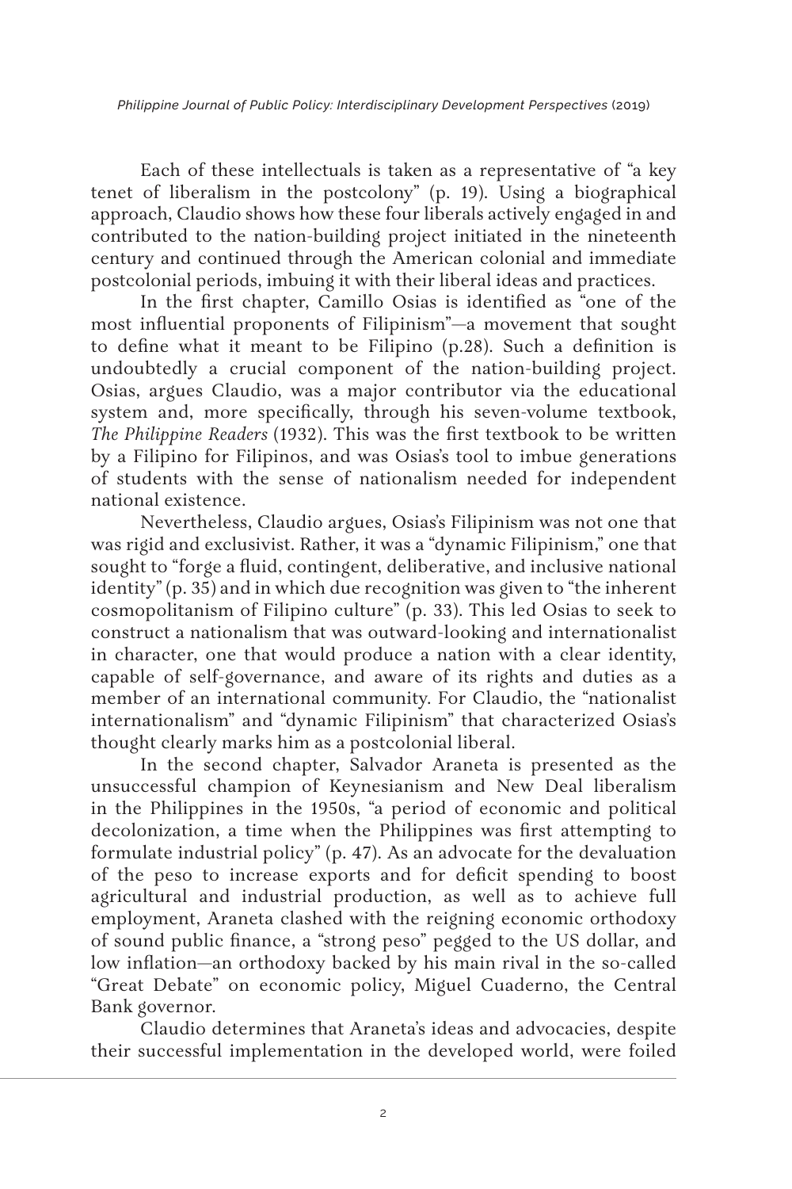Each of these intellectuals is taken as a representative of "a key tenet of liberalism in the postcolony" (p. 19). Using a biographical approach, Claudio shows how these four liberals actively engaged in and contributed to the nation-building project initiated in the nineteenth century and continued through the American colonial and immediate postcolonial periods, imbuing it with their liberal ideas and practices.

In the first chapter, Camillo Osias is identified as "one of the most influential proponents of Filipinism"—a movement that sought to define what it meant to be Filipino (p.28). Such a definition is undoubtedly a crucial component of the nation-building project. Osias, argues Claudio, was a major contributor via the educational system and, more specifically, through his seven-volume textbook, *The Philippine Readers* (1932). This was the first textbook to be written by a Filipino for Filipinos, and was Osias's tool to imbue generations of students with the sense of nationalism needed for independent national existence.

Nevertheless, Claudio argues, Osias's Filipinism was not one that was rigid and exclusivist. Rather, it was a "dynamic Filipinism," one that sought to "forge a fluid, contingent, deliberative, and inclusive national identity" (p. 35) and in which due recognition was given to "the inherent cosmopolitanism of Filipino culture" (p. 33). This led Osias to seek to construct a nationalism that was outward-looking and internationalist in character, one that would produce a nation with a clear identity, capable of self-governance, and aware of its rights and duties as a member of an international community. For Claudio, the "nationalist internationalism" and "dynamic Filipinism" that characterized Osias's thought clearly marks him as a postcolonial liberal.

In the second chapter, Salvador Araneta is presented as the unsuccessful champion of Keynesianism and New Deal liberalism in the Philippines in the 1950s, "a period of economic and political decolonization, a time when the Philippines was first attempting to formulate industrial policy" (p. 47). As an advocate for the devaluation of the peso to increase exports and for deficit spending to boost agricultural and industrial production, as well as to achieve full employment, Araneta clashed with the reigning economic orthodoxy of sound public finance, a "strong peso" pegged to the US dollar, and low inflation—an orthodoxy backed by his main rival in the so-called "Great Debate" on economic policy, Miguel Cuaderno, the Central Bank governor.

Claudio determines that Araneta's ideas and advocacies, despite their successful implementation in the developed world, were foiled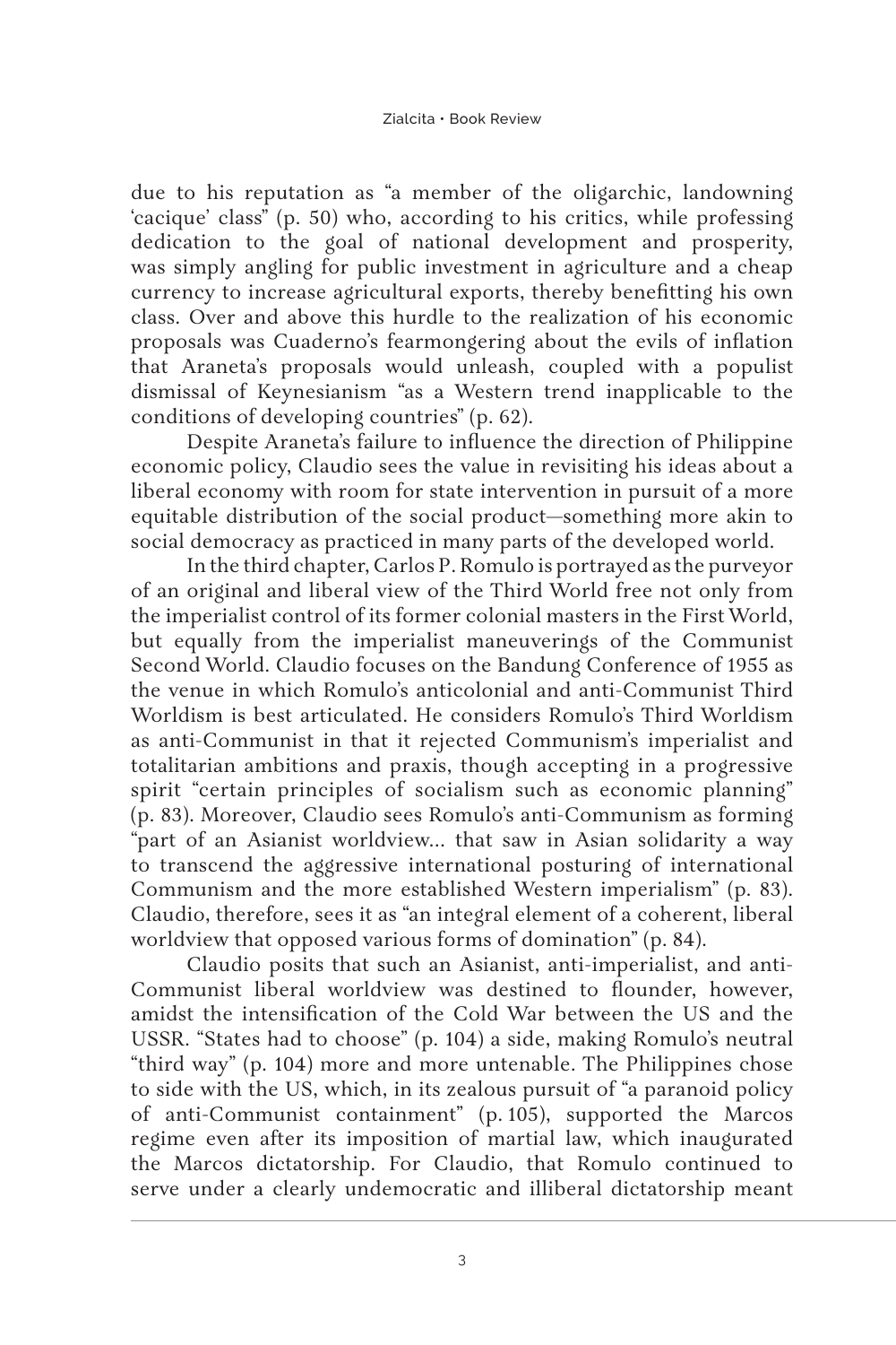due to his reputation as "a member of the oligarchic, landowning 'cacique' class" (p. 50) who, according to his critics, while professing dedication to the goal of national development and prosperity, was simply angling for public investment in agriculture and a cheap currency to increase agricultural exports, thereby benefitting his own class. Over and above this hurdle to the realization of his economic proposals was Cuaderno's fearmongering about the evils of inflation that Araneta's proposals would unleash, coupled with a populist dismissal of Keynesianism "as a Western trend inapplicable to the conditions of developing countries" (p. 62).

Despite Araneta's failure to influence the direction of Philippine economic policy, Claudio sees the value in revisiting his ideas about a liberal economy with room for state intervention in pursuit of a more equitable distribution of the social product—something more akin to social democracy as practiced in many parts of the developed world.

In the third chapter, Carlos P. Romulo is portrayed as the purveyor of an original and liberal view of the Third World free not only from the imperialist control of its former colonial masters in the First World, but equally from the imperialist maneuverings of the Communist Second World. Claudio focuses on the Bandung Conference of 1955 as the venue in which Romulo's anticolonial and anti-Communist Third Worldism is best articulated. He considers Romulo's Third Worldism as anti-Communist in that it rejected Communism's imperialist and totalitarian ambitions and praxis, though accepting in a progressive spirit "certain principles of socialism such as economic planning" (p. 83). Moreover, Claudio sees Romulo's anti-Communism as forming "part of an Asianist worldview... that saw in Asian solidarity a way to transcend the aggressive international posturing of international Communism and the more established Western imperialism" (p. 83). Claudio, therefore, sees it as "an integral element of a coherent, liberal worldview that opposed various forms of domination" (p. 84).

Claudio posits that such an Asianist, anti-imperialist, and anti-Communist liberal worldview was destined to flounder, however, amidst the intensification of the Cold War between the US and the USSR. "States had to choose" (p. 104) a side, making Romulo's neutral "third way" (p. 104) more and more untenable. The Philippines chose to side with the US, which, in its zealous pursuit of "a paranoid policy of anti-Communist containment" (p. 105), supported the Marcos regime even after its imposition of martial law, which inaugurated the Marcos dictatorship. For Claudio, that Romulo continued to serve under a clearly undemocratic and illiberal dictatorship meant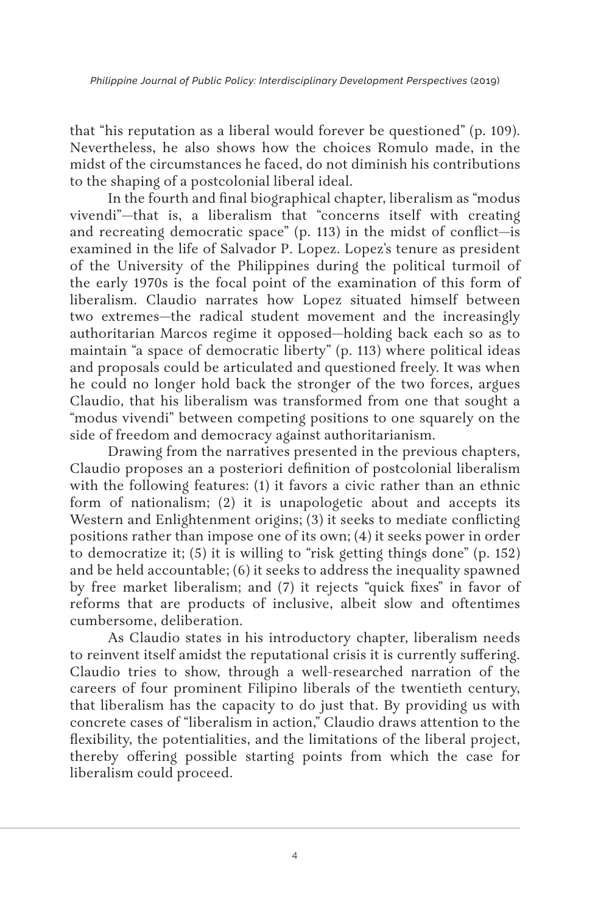that "his reputation as a liberal would forever be questioned" (p. 109). Nevertheless, he also shows how the choices Romulo made, in the midst of the circumstances he faced, do not diminish his contributions to the shaping of a postcolonial liberal ideal.

In the fourth and final biographical chapter, liberalism as "modus vivendi"—that is, a liberalism that "concerns itself with creating and recreating democratic space" (p. 113) in the midst of conflict—is examined in the life of Salvador P. Lopez. Lopez's tenure as president of the University of the Philippines during the political turmoil of the early 1970s is the focal point of the examination of this form of liberalism. Claudio narrates how Lopez situated himself between two extremes—the radical student movement and the increasingly authoritarian Marcos regime it opposed—holding back each so as to maintain "a space of democratic liberty" (p. 113) where political ideas and proposals could be articulated and questioned freely. It was when he could no longer hold back the stronger of the two forces, argues Claudio, that his liberalism was transformed from one that sought a "modus vivendi" between competing positions to one squarely on the side of freedom and democracy against authoritarianism.

Drawing from the narratives presented in the previous chapters, Claudio proposes an a posteriori definition of postcolonial liberalism with the following features: (1) it favors a civic rather than an ethnic form of nationalism; (2) it is unapologetic about and accepts its Western and Enlightenment origins; (3) it seeks to mediate conflicting positions rather than impose one of its own; (4) it seeks power in order to democratize it; (5) it is willing to "risk getting things done" (p. 152) and be held accountable; (6) it seeks to address the inequality spawned by free market liberalism; and (7) it rejects "quick fixes" in favor of reforms that are products of inclusive, albeit slow and oftentimes cumbersome, deliberation.

As Claudio states in his introductory chapter, liberalism needs to reinvent itself amidst the reputational crisis it is currently suffering. Claudio tries to show, through a well-researched narration of the careers of four prominent Filipino liberals of the twentieth century, that liberalism has the capacity to do just that. By providing us with concrete cases of "liberalism in action," Claudio draws attention to the flexibility, the potentialities, and the limitations of the liberal project, thereby offering possible starting points from which the case for liberalism could proceed.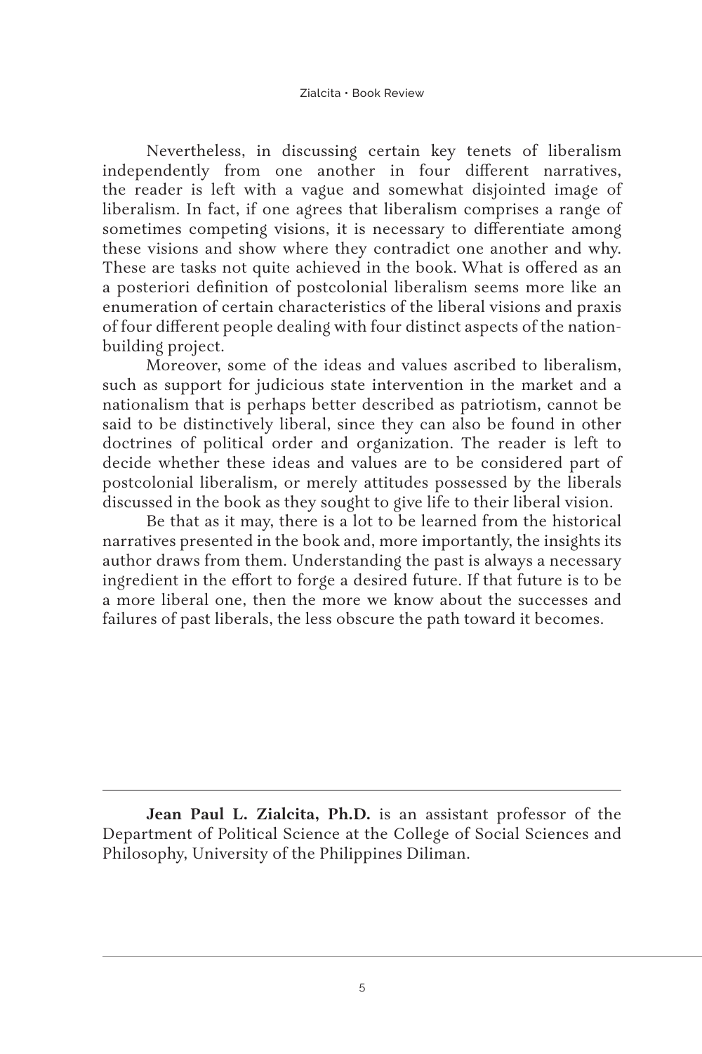Nevertheless, in discussing certain key tenets of liberalism independently from one another in four different narratives, the reader is left with a vague and somewhat disjointed image of liberalism. In fact, if one agrees that liberalism comprises a range of sometimes competing visions, it is necessary to differentiate among these visions and show where they contradict one another and why. These are tasks not quite achieved in the book. What is offered as an a posteriori definition of postcolonial liberalism seems more like an enumeration of certain characteristics of the liberal visions and praxis of four different people dealing with four distinct aspects of the nation-building project.

Moreover, some of the ideas and values ascribed to liberalism, such as support for judicious state intervention in the market and a nationalism that is perhaps better described as patriotism, cannot be said to be distinctively liberal, since they can also be found in other doctrines of political order and organization. The reader is left to decide whether these ideas and values are to be considered part of postcolonial liberalism, or merely attitudes possessed by the liberals discussed in the book as they sought to give life to their liberal vision.

Be that as it may, there is a lot to be learned from the historical narratives presented in the book and, more importantly, the insights its author draws from them. Understanding the past is always a necessary ingredient in the effort to forge a desired future. If that future is to be a more liberal one, then the more we know about the successes and failures of past liberals, the less obscure the path toward it becomes.

---

**Jean Paul L. Zialcita, Ph.D.** is an assistant professor of the Department of Political Science at the College of Social Sciences and Philosophy, University of the Philippines Diliman.